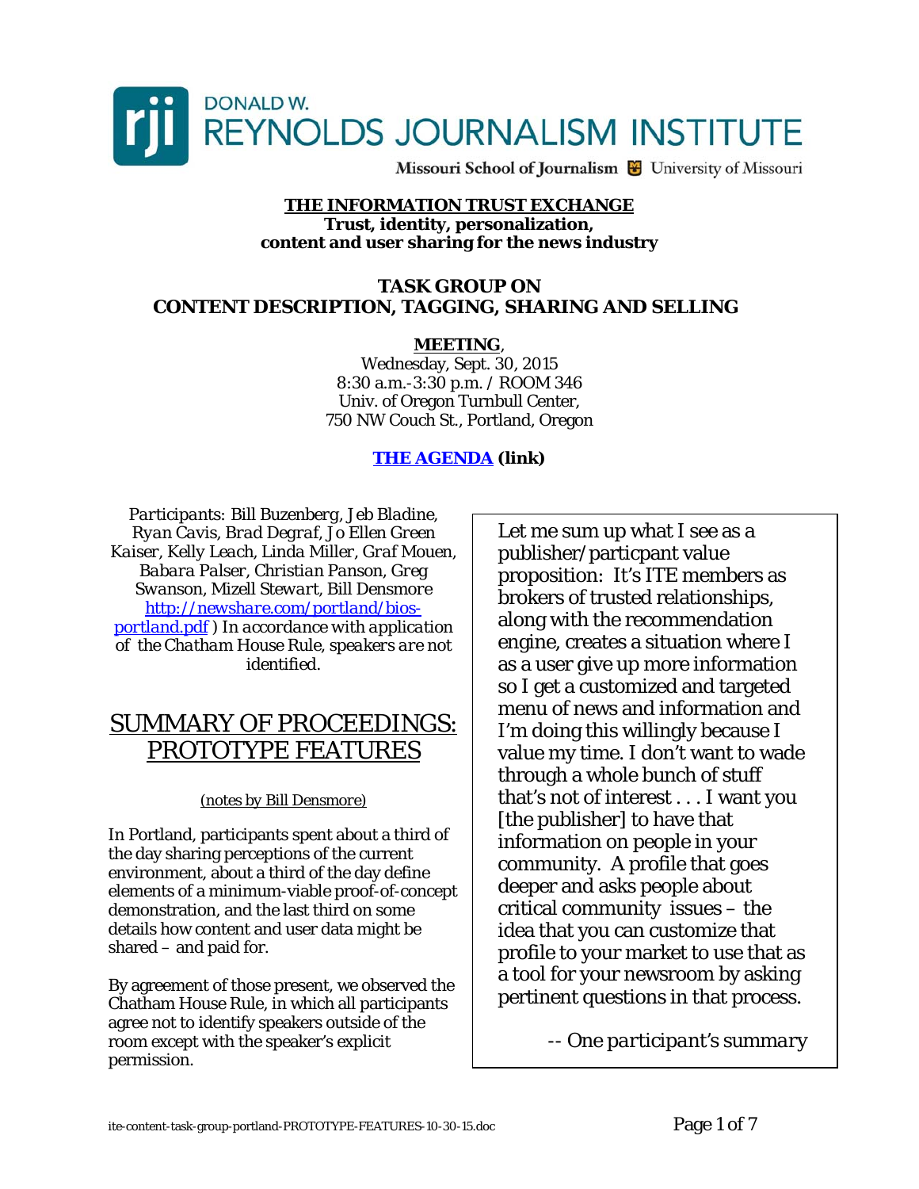DONALD W. REYNOLDS JOURNALISM INSTITUTE

Missouri School of Journalism | University of Missouri

**THE INFORMATION TRUST EXCHANGE**

**Trust, identity, personalization, content and user sharing for the news industry**

## TASK GROUP ON CONTENT DESCRIPTION, TAGGING, SHARING AND SELLING

**MEETING**,
Wednesday, Sept. 30, 2015
8:30 a.m.-3:30 p.m. / ROOM 346
Univ. of Oregon Turnbull Center,
750 NW Couch St., Portland, Oregon

**[THE AGENDA](#) (link)**

*Participants: Bill Buzenberg, Jeb Bladine, Ryan Cavis, Brad Degraf, Jo Ellen Green Kaiser, Kelly Leach, Linda Miller, Graf Mouen, Babara Palser, Christian Panson, Greg Swanson, Mizell Stewart, Bill Densmore* [http://newshare.com/portland/bios-portland.pdf](http://newshare.com/portland/bios-portland.pdf) *) In accordance with application of the Chatham House Rule, speakers are not identified.*

# SUMMARY OF PROCEEDINGS: PROTOTYPE FEATURES

(notes by Bill Densmore)

In Portland, participants spent about a third of the day sharing perceptions of the current environment, about a third of the day define elements of a minimum-viable proof-of-concept demonstration, and the last third on some details how content and user data might be shared – and paid for.

By agreement of those present, we observed the Chatham House Rule, in which all participants agree not to identify speakers outside of the room except with the speaker's explicit permission.

> Let me sum up what I see as a publisher/particpant value proposition: It's ITE members as brokers of trusted relationships, along with the recommendation engine, creates a situation where I as a user give up more information so I get a customized and targeted menu of news and information and I'm doing this willingly because I value my time. I don't want to wade through a whole bunch of stuff that's not of interest . . . I want you [the publisher] to have that information on people in your community. A profile that goes deeper and asks people about critical community issues – the idea that you can customize that profile to your market to use that as a tool for your newsroom by asking pertinent questions in that process.
>
> *-- One participant's summary*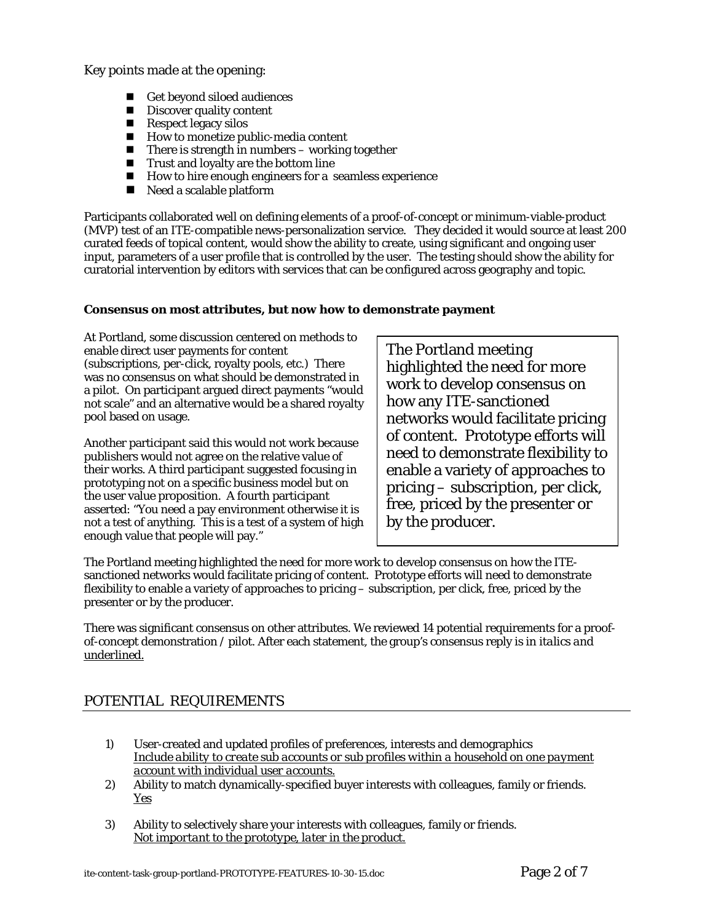Key points made at the opening:

- Get beyond siloed audiences
- Discover quality content
- Respect legacy silos
- How to monetize public-media content
- There is strength in numbers – working together
- Trust and loyalty are the bottom line
- How to hire enough engineers for a seamless experience
- Need a scalable platform

Participants collaborated well on defining elements of a proof-of-concept or minimum-viable-product (MVP) test of an ITE-compatible news-personalization service. They decided it would source at least 200 curated feeds of topical content, would show the ability to create, using significant and ongoing user input, parameters of a user profile that is controlled by the user. The testing should show the ability for curatorial intervention by editors with services that can be configured across geography and topic.

**Consensus on most attributes, but now how to demonstrate payment**

At Portland, some discussion centered on methods to enable direct user payments for content (subscriptions, per-click, royalty pools, etc.) There was no consensus on what should be demonstrated in a pilot. On participant argued direct payments "would not scale" and an alternative would be a shared royalty pool based on usage.

Another participant said this would not work because publishers would not agree on the relative value of their works. A third participant suggested focusing in prototyping not on a specific business model but on the user value proposition. A fourth participant asserted: "You need a pay environment otherwise it is not a test of anything. This is a test of a system of high enough value that people will pay."

> The Portland meeting highlighted the need for more work to develop consensus on how any ITE-sanctioned networks would facilitate pricing of content. Prototype efforts will need to demonstrate flexibility to enable a variety of approaches to pricing – subscription, per click, free, priced by the presenter or by the producer.

The Portland meeting highlighted the need for more work to develop consensus on how the ITE-sanctioned networks would facilitate pricing of content. Prototype efforts will need to demonstrate flexibility to enable a variety of approaches to pricing – subscription, per click, free, priced by the presenter or by the producer.

There was significant consensus on other attributes. We reviewed 14 potential requirements for a proof-of-concept demonstration / pilot. After each statement, the group's consensus reply is in *italics and* <u>underlined.</u>

## POTENTIAL REQUIREMENTS

1) User-created and updated profiles of preferences, interests and demographics
   <u>*Include ability to create sub accounts or sub profiles within a household on one payment account with individual user accounts.*</u>
2) Ability to match dynamically-specified buyer interests with colleagues, family or friends.
   <u>*Yes*</u>
3) Ability to selectively share your interests with colleagues, family or friends.
   <u>*Not important to the prototype, later in the product.*</u>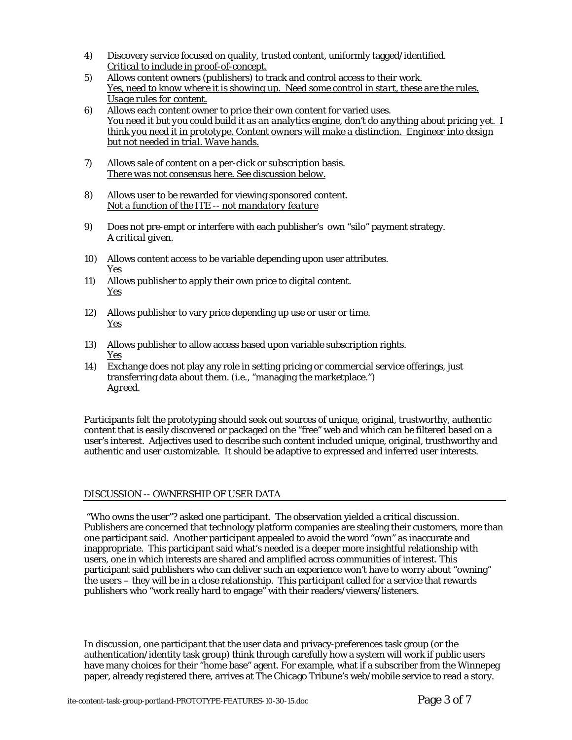4) Discovery service focused on quality, trusted content, uniformly tagged/identified.
   _Critical to include in proof-of-concept._
5) Allows content owners (publishers) to track and control access to their work.
   _Yes, need to know where it is showing up. Need some control in start, these are the rules. Usage rules for content._
6) Allows each content owner to price their own content for varied uses.
   _You need it but you could build it as an analytics engine, don't do anything about pricing yet. I think you need it in prototype. Content owners will make a distinction. Engineer into design but not needed in trial. Wave hands._

7) Allows sale of content on a per-click or subscription basis.
   _There was not consensus here. See discussion below._

8) Allows user to be rewarded for viewing sponsored content.
   _Not a function of the ITE -- not mandatory feature_

9) Does not pre-empt or interfere with each publisher's own "silo" payment strategy.
   _A critical given_.

10) Allows content access to be variable depending upon user attributes.
    _Yes_
11) Allows publisher to apply their own price to digital content.
    _Yes_

12) Allows publisher to vary price depending up use or user or time.
    _Yes_

13) Allows publisher to allow access based upon variable subscription rights.
    _Yes_
14) Exchange does not play any role in setting pricing or commercial service offerings, just transferring data about them. (i.e., "managing the marketplace.")
    _Agreed._

Participants felt the prototyping should seek out sources of unique, original, trustworthy, authentic content that is easily discovered or packaged on the "free" web and which can be filtered based on a user's interest. Adjectives used to describe such content included unique, original, trusthworthy and authentic and user customizable. It should be adaptive to expressed and inferred user interests.

## DISCUSSION -- OWNERSHIP OF USER DATA

"Who owns the user"? asked one participant. The observation yielded a critical discussion. Publishers are concerned that technology platform companies are stealing their customers, more than one participant said. Another participant appealed to avoid the word "own" as inaccurate and inappropriate. This participant said what's needed is a deeper more insightful relationship with users, one in which interests are shared and amplified across communities of interest. This participant said publishers who can deliver such an experience won't have to worry about "owning" the users – they will be in a close relationship. This participant called for a service that rewards publishers who "work really hard to engage" with their readers/viewers/listeners.

In discussion, one participant that the user data and privacy-preferences task group (or the authentication/identity task group) think through carefully how a system will work if public users have many choices for their "home base" agent. For example, what if a subscriber from the Winnepeg paper, already registered there, arrives at The Chicago Tribune's web/mobile service to read a story.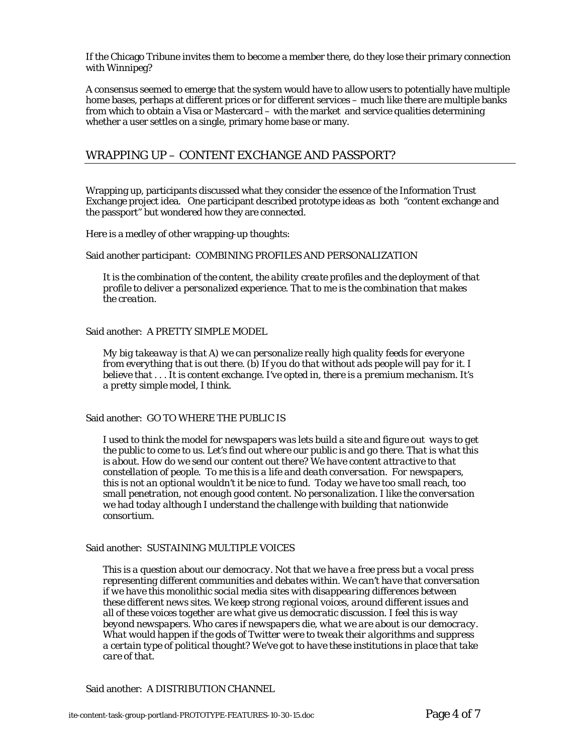If the Chicago Tribune invites them to become a member there, do they lose their primary connection with Winnipeg?

A consensus seemed to emerge that the system would have to allow users to potentially have multiple home bases, perhaps at different prices or for different services – much like there are multiple banks from which to obtain a Visa or Mastercard – with the market and service qualities determining whether a user settles on a single, primary home base or many.

## WRAPPING UP – CONTENT EXCHANGE AND PASSPORT?

Wrapping up, participants discussed what they consider the essence of the Information Trust Exchange project idea. One participant described prototype ideas as both "content exchange and the passport" but wondered how they are connected.

Here is a medley of other wrapping-up thoughts:

Said another participant: COMBINING PROFILES AND PERSONALIZATION

> *It is the combination of the content, the ability create profiles and the deployment of that profile to deliver a personalized experience. That to me is the combination that makes the creation.*

Said another: A PRETTY SIMPLE MODEL

> *My big takeaway is that A) we can personalize really high quality feeds for everyone from everything that is out there. (b) If you do that without ads people will pay for it. I believe that . . . It is content exchange. I've opted in, there is a premium mechanism. It's a pretty simple model, I think.*

Said another: GO TO WHERE THE PUBLIC IS

> *I used to think the model for newspapers was lets build a site and figure out ways to get the public to come to us. Let's find out where our public is and go there. That is what this is about. How do we send our content out there? We have content attractive to that constellation of people. To me this is a life and death conversation. For newspapers, this is not an optional wouldn't it be nice to fund. Today we have too small reach, too small penetration, not enough good content. No personalization. I like the conversation we had today although I understand the challenge with building that nationwide consortium.*

Said another: SUSTAINING MULTIPLE VOICES

> *This is a question about our democracy. Not that we have a free press but a vocal press representing different communities and debates within. We can't have that conversation if we have this monolithic social media sites with disappearing differences between these different news sites. We keep strong regional voices, around different issues and all of these voices together are what give us democratic discussion. I feel this is way beyond newspapers. Who cares if newspapers die, what we are about is our democracy. What would happen if the gods of Twitter were to tweak their algorithms and suppress a certain type of political thought? We've got to have these institutions in place that take care of that.*

Said another: A DISTRIBUTION CHANNEL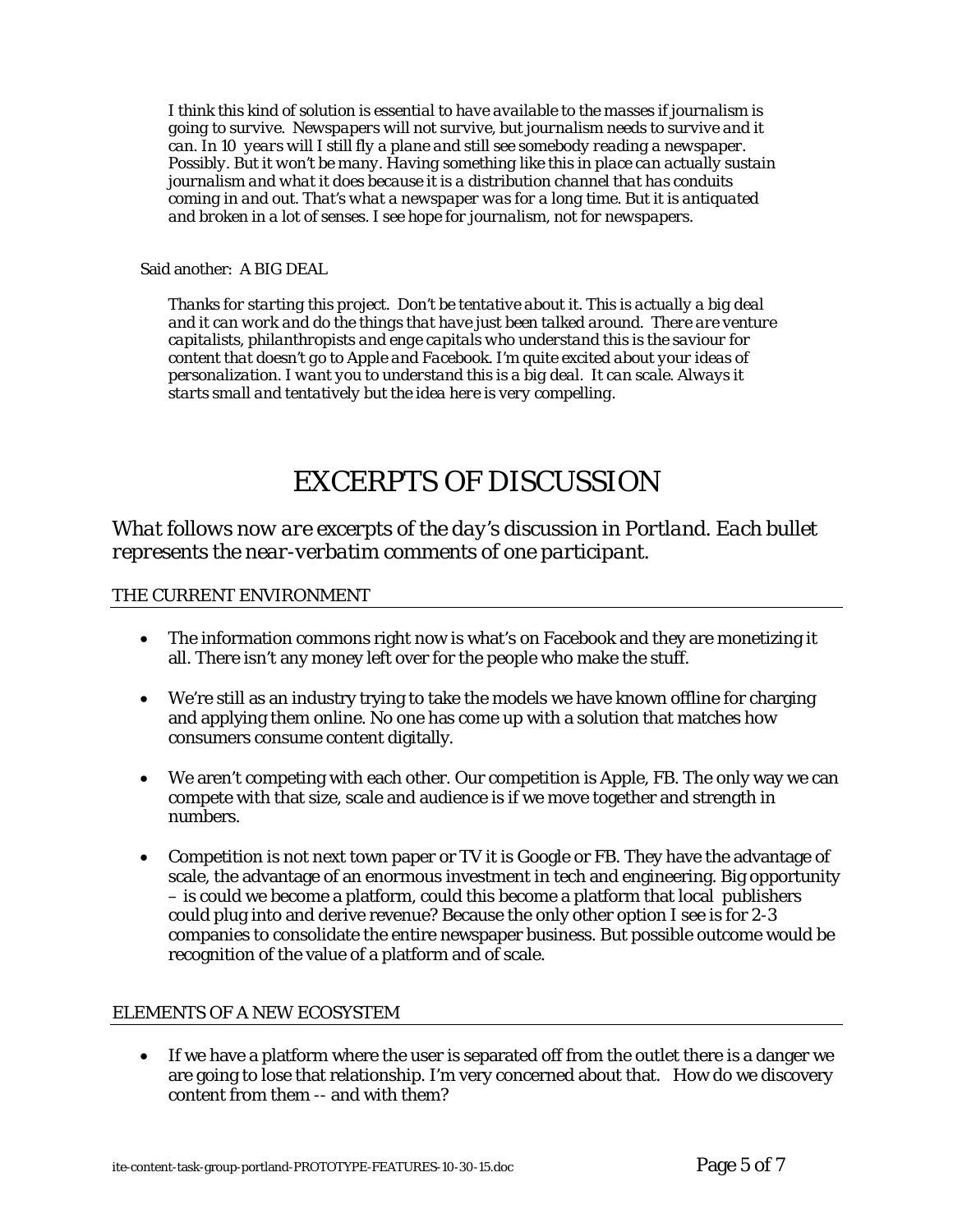*I think this kind of solution is essential to have available to the masses if journalism is going to survive. Newspapers will not survive, but journalism needs to survive and it can. In 10 years will I still fly a plane and still see somebody reading a newspaper. Possibly. But it won't be many. Having something like this in place can actually sustain journalism and what it does because it is a distribution channel that has conduits coming in and out. That's what a newspaper was for a long time. But it is antiquated and broken in a lot of senses. I see hope for journalism, not for newspapers.*

Said another: A BIG DEAL

*Thanks for starting this project. Don't be tentative about it. This is actually a big deal and it can work and do the things that have just been talked around. There are venture capitalists, philanthropists and enge capitals who understand this is the saviour for content that doesn't go to Apple and Facebook. I'm quite excited about your ideas of personalization. I want you to understand this is a big deal. It can scale. Always it starts small and tentatively but the idea here is very compelling.*

# EXCERPTS OF DISCUSSION

*What follows now are excerpts of the day's discussion in Portland. Each bullet represents the near-verbatim comments of one participant.*

## THE CURRENT ENVIRONMENT

- The information commons right now is what's on Facebook and they are monetizing it all. There isn't any money left over for the people who make the stuff.
- We're still as an industry trying to take the models we have known offline for charging and applying them online. No one has come up with a solution that matches how consumers consume content digitally.
- We aren't competing with each other. Our competition is Apple, FB. The only way we can compete with that size, scale and audience is if we move together and strength in numbers.
- Competition is not next town paper or TV it is Google or FB. They have the advantage of scale, the advantage of an enormous investment in tech and engineering. Big opportunity – is could we become a platform, could this become a platform that local publishers could plug into and derive revenue? Because the only other option I see is for 2-3 companies to consolidate the entire newspaper business. But possible outcome would be recognition of the value of a platform and of scale.

## ELEMENTS OF A NEW ECOSYSTEM

- If we have a platform where the user is separated off from the outlet there is a danger we are going to lose that relationship. I'm very concerned about that. How do we discovery content from them -- and with them?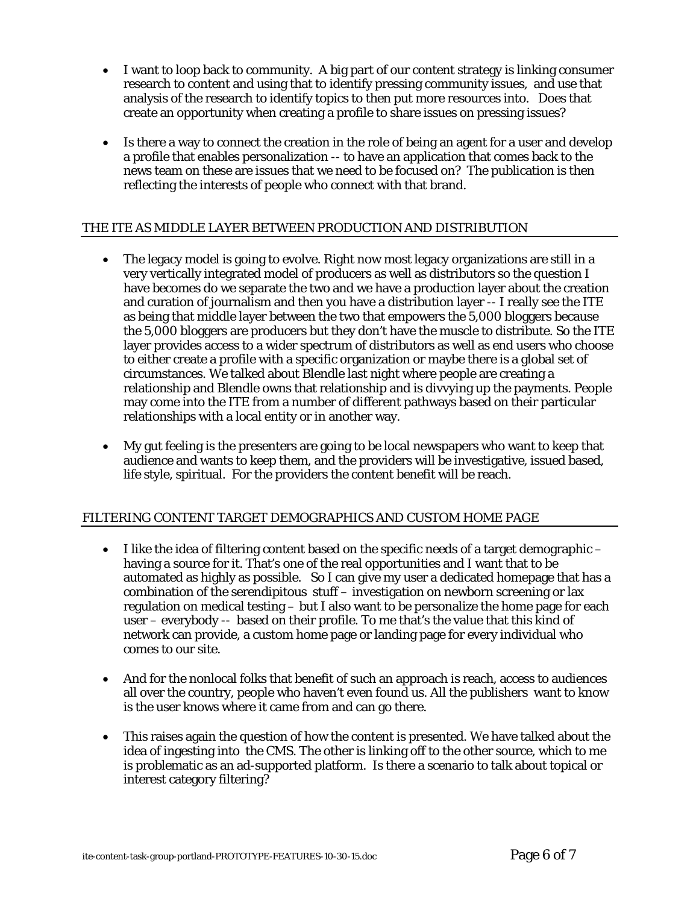- I want to loop back to community. A big part of our content strategy is linking consumer research to content and using that to identify pressing community issues, and use that analysis of the research to identify topics to then put more resources into. Does that create an opportunity when creating a profile to share issues on pressing issues?

- Is there a way to connect the creation in the role of being an agent for a user and develop a profile that enables personalization -- to have an application that comes back to the news team on these are issues that we need to be focused on? The publication is then reflecting the interests of people who connect with that brand.

## THE ITE AS MIDDLE LAYER BETWEEN PRODUCTION AND DISTRIBUTION

- The legacy model is going to evolve. Right now most legacy organizations are still in a very vertically integrated model of producers as well as distributors so the question I have becomes do we separate the two and we have a production layer about the creation and curation of journalism and then you have a distribution layer -- I really see the ITE as being that middle layer between the two that empowers the 5,000 bloggers because the 5,000 bloggers are producers but they don't have the muscle to distribute. So the ITE layer provides access to a wider spectrum of distributors as well as end users who choose to either create a profile with a specific organization or maybe there is a global set of circumstances. We talked about Blendle last night where people are creating a relationship and Blendle owns that relationship and is divvying up the payments. People may come into the ITE from a number of different pathways based on their particular relationships with a local entity or in another way.

- My gut feeling is the presenters are going to be local newspapers who want to keep that audience and wants to keep them, and the providers will be investigative, issued based, life style, spiritual. For the providers the content benefit will be reach.

## FILTERING CONTENT TARGET DEMOGRAPHICS AND CUSTOM HOME PAGE

- I like the idea of filtering content based on the specific needs of a target demographic – having a source for it. That's one of the real opportunities and I want that to be automated as highly as possible. So I can give my user a dedicated homepage that has a combination of the serendipitous stuff – investigation on newborn screening or lax regulation on medical testing – but I also want to be personalize the home page for each user – everybody -- based on their profile. To me that's the value that this kind of network can provide, a custom home page or landing page for every individual who comes to our site.

- And for the nonlocal folks that benefit of such an approach is reach, access to audiences all over the country, people who haven't even found us. All the publishers want to know is the user knows where it came from and can go there.

- This raises again the question of how the content is presented. We have talked about the idea of ingesting into the CMS. The other is linking off to the other source, which to me is problematic as an ad-supported platform. Is there a scenario to talk about topical or interest category filtering?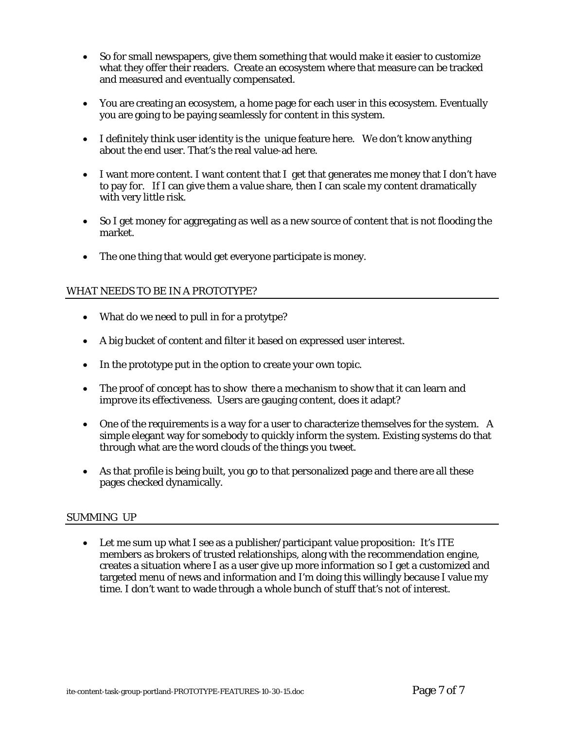- So for small newspapers, give them something that would make it easier to customize what they offer their readers. Create an ecosystem where that measure can be tracked and measured and eventually compensated.

- You are creating an ecosystem, a home page for each user in this ecosystem. Eventually you are going to be paying seamlessly for content in this system.

- I definitely think user identity is the unique feature here. We don't know anything about the end user. That's the real value-ad here.

- I want more content. I want content that I get that generates me money that I don't have to pay for. If I can give them a value share, then I can scale my content dramatically with very little risk.

- So I get money for aggregating as well as a new source of content that is not flooding the market.

- The one thing that would get everyone participate is money.

## WHAT NEEDS TO BE IN A PROTOTYPE?

- What do we need to pull in for a protytpe?

- A big bucket of content and filter it based on expressed user interest.

- In the prototype put in the option to create your own topic.

- The proof of concept has to show there a mechanism to show that it can learn and improve its effectiveness. Users are gauging content, does it adapt?

- One of the requirements is a way for a user to characterize themselves for the system. A simple elegant way for somebody to quickly inform the system. Existing systems do that through what are the word clouds of the things you tweet.

- As that profile is being built, you go to that personalized page and there are all these pages checked dynamically.

## SUMMING UP

- Let me sum up what I see as a publisher/participant value proposition: It's ITE members as brokers of trusted relationships, along with the recommendation engine, creates a situation where I as a user give up more information so I get a customized and targeted menu of news and information and I'm doing this willingly because I value my time. I don't want to wade through a whole bunch of stuff that's not of interest.

ite-content-task-group-portland-PROTOTYPE-FEATURES-10-30-15.doc